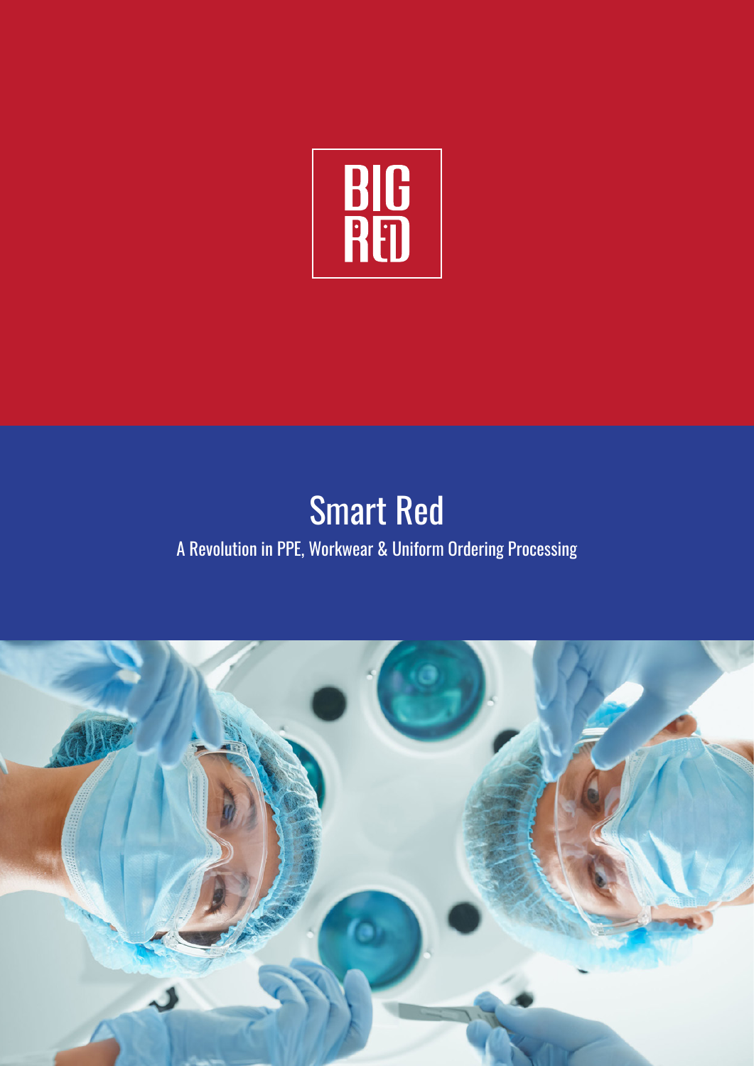BIG RED

# Smart Red

A Revolution in PPE, Workwear & Uniform Ordering Processing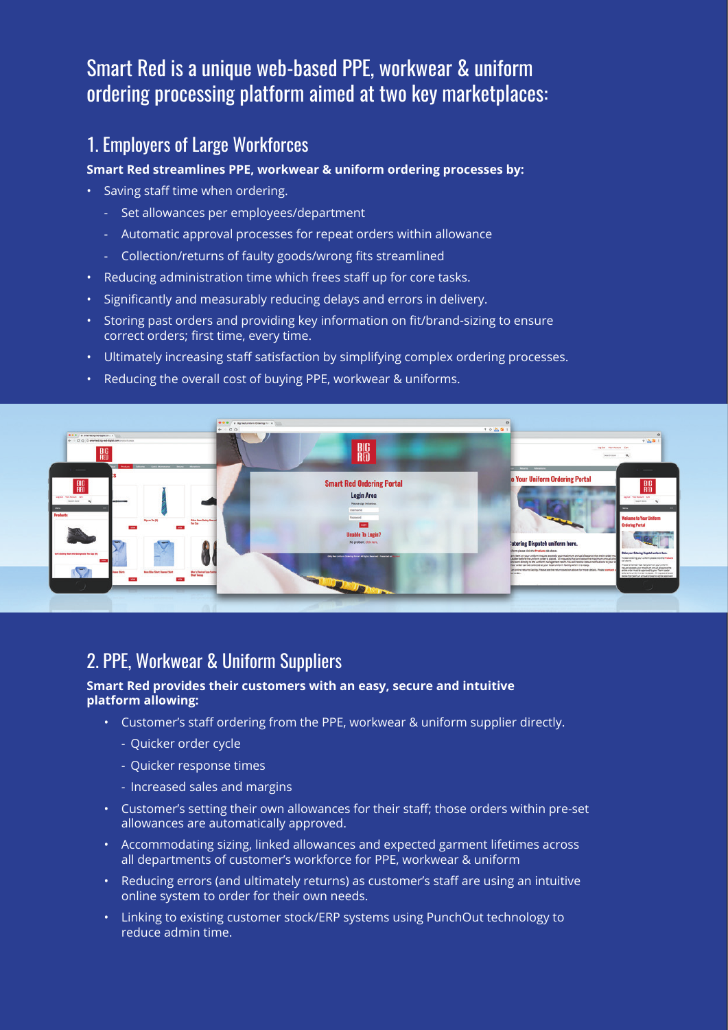# Smart Red is a unique web-based PPE, workwear & uniform ordering processing platform aimed at two key marketplaces:

## 1. Employers of Large Workforces

**Smart Red streamlines PPE, workwear & uniform ordering processes by:**

- Saving staff time when ordering.
  - Set allowances per employees/department
  - Automatic approval processes for repeat orders within allowance
  - Collection/returns of faulty goods/wrong fits streamlined
- Reducing administration time which frees staff up for core tasks.
- Significantly and measurably reducing delays and errors in delivery.
- Storing past orders and providing key information on fit/brand-sizing to ensure correct orders; first time, every time.
- Ultimately increasing staff satisfaction by simplifying complex ordering processes.
- Reducing the overall cost of buying PPE, workwear & uniforms.

## 2. PPE, Workwear & Uniform Suppliers

**Smart Red provides their customers with an easy, secure and intuitive platform allowing:**

- Customer's staff ordering from the PPE, workwear & uniform supplier directly.
  - Quicker order cycle
  - Quicker response times
  - Increased sales and margins
- Customer's setting their own allowances for their staff; those orders within pre-set allowances are automatically approved.
- Accommodating sizing, linked allowances and expected garment lifetimes across all departments of customer's workforce for PPE, workwear & uniform
- Reducing errors (and ultimately returns) as customer's staff are using an intuitive online system to order for their own needs.
- Linking to existing customer stock/ERP systems using PunchOut technology to reduce admin time.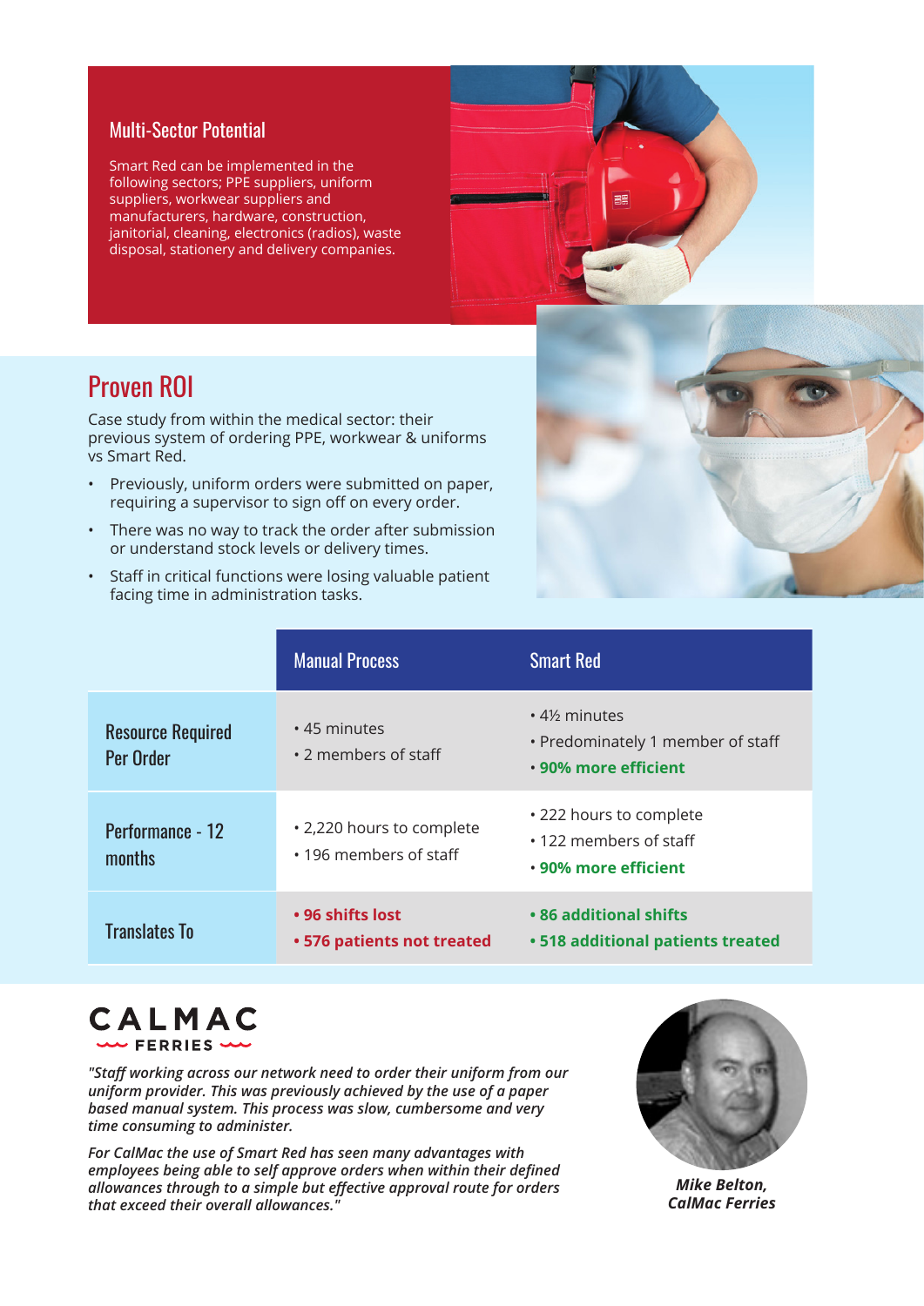## Multi-Sector Potential

Smart Red can be implemented in the following sectors; PPE suppliers, uniform suppliers, workwear suppliers and manufacturers, hardware, construction, janitorial, cleaning, electronics (radios), waste disposal, stationery and delivery companies.

## Proven ROI

Case study from within the medical sector: their previous system of ordering PPE, workwear & uniforms vs Smart Red.

- Previously, uniform orders were submitted on paper, requiring a supervisor to sign off on every order.
- There was no way to track the order after submission or understand stock levels or delivery times.
- Staff in critical functions were losing valuable patient facing time in administration tasks.

| | Manual Process | Smart Red |
|---|---|---|
| Resource Required Per Order | • 45 minutes<br>• 2 members of staff | • 4½ minutes<br>• Predominately 1 member of staff<br>• **90% more efficient** |
| Performance - 12 months | • 2,220 hours to complete<br>• 196 members of staff | • 222 hours to complete<br>• 122 members of staff<br>• **90% more efficient** |
| Translates To | • **96 shifts lost**<br>• **576 patients not treated** | • **86 additional shifts**<br>• **518 additional patients treated** |

**CALMAC FERRIES**

*"Staff working across our network need to order their uniform from our uniform provider. This was previously achieved by the use of a paper based manual system. This process was slow, cumbersome and very time consuming to administer.*

*For CalMac the use of Smart Red has seen many advantages with employees being able to self approve orders when within their defined allowances through to a simple but effective approval route for orders that exceed their overall allowances."*

***Mike Belton, CalMac Ferries***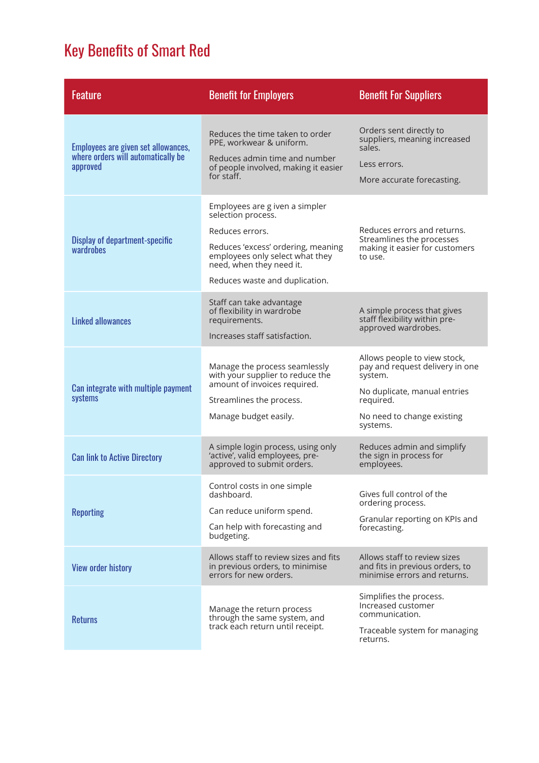# Key Benefits of Smart Red

| Feature | Benefit for Employers | Benefit For Suppliers |
|---|---|---|
| Employees are given set allowances, where orders will automatically be approved | Reduces the time taken to order PPE, workwear & uniform.<br><br>Reduces admin time and number of people involved, making it easier for staff. | Orders sent directly to suppliers, meaning increased sales.<br><br>Less errors.<br><br>More accurate forecasting. |
| Display of department-specific wardrobes | Employees are g iven a simpler selection process.<br><br>Reduces errors.<br><br>Reduces 'excess' ordering, meaning employees only select what they need, when they need it.<br><br>Reduces waste and duplication. | Reduces errors and returns. Streamlines the processes making it easier for customers to use. |
| Linked allowances | Staff can take advantage of flexibility in wardrobe requirements.<br><br>Increases staff satisfaction. | A simple process that gives staff flexibility within pre-approved wardrobes. |
| Can integrate with multiple payment systems | Manage the process seamlessly with your supplier to reduce the amount of invoices required.<br><br>Streamlines the process.<br><br>Manage budget easily. | Allows people to view stock, pay and request delivery in one system.<br><br>No duplicate, manual entries required.<br><br>No need to change existing systems. |
| Can link to Active Directory | A simple login process, using only 'active', valid employees, pre-approved to submit orders. | Reduces admin and simplify the sign in process for employees. |
| Reporting | Control costs in one simple dashboard.<br><br>Can reduce uniform spend.<br><br>Can help with forecasting and budgeting. | Gives full control of the ordering process.<br><br>Granular reporting on KPIs and forecasting. |
| View order history | Allows staff to review sizes and fits in previous orders, to minimise errors for new orders. | Allows staff to review sizes and fits in previous orders, to minimise errors and returns. |
| Returns | Manage the return process through the same system, and track each return until receipt. | Simplifies the process. Increased customer communication.<br><br>Traceable system for managing returns. |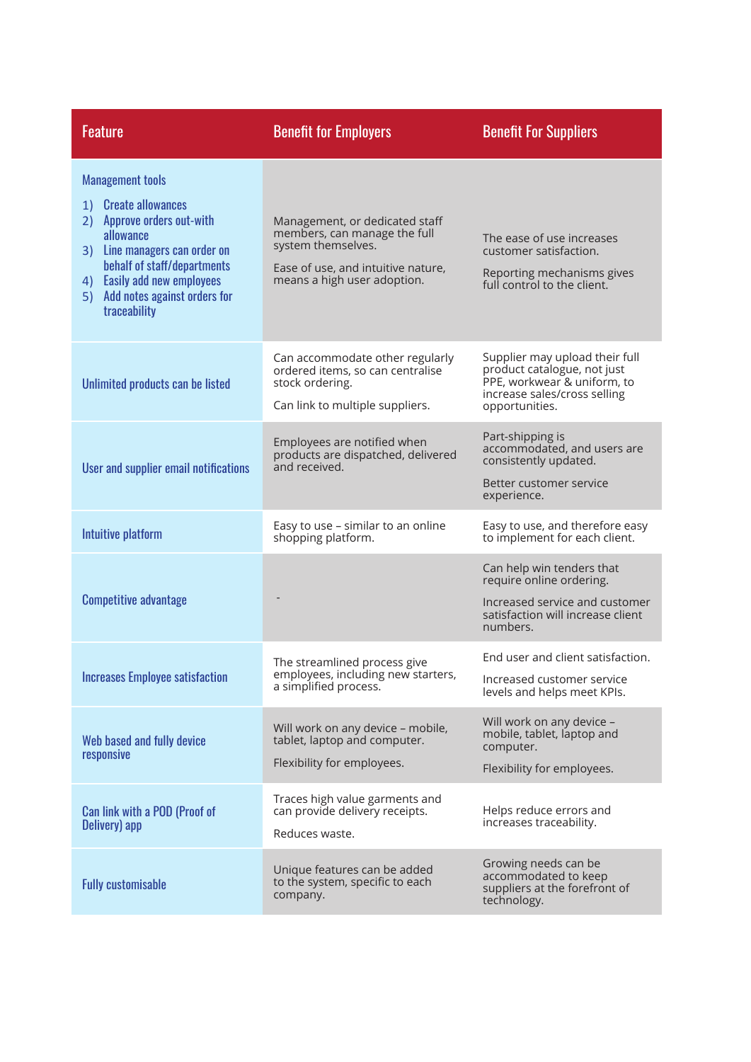| Feature | Benefit for Employers | Benefit For Suppliers |
| --- | --- | --- |
| Management tools<br>1) Create allowances<br>2) Approve orders out-with allowance<br>3) Line managers can order on behalf of staff/departments<br>4) Easily add new employees<br>5) Add notes against orders for traceability | Management, or dedicated staff members, can manage the full system themselves.<br><br>Ease of use, and intuitive nature, means a high user adoption. | The ease of use increases customer satisfaction.<br><br>Reporting mechanisms gives full control to the client. |
| Unlimited products can be listed | Can accommodate other regularly ordered items, so can centralise stock ordering.<br><br>Can link to multiple suppliers. | Supplier may upload their full product catalogue, not just PPE, workwear & uniform, to increase sales/cross selling opportunities. |
| User and supplier email notifications | Employees are notified when products are dispatched, delivered and received. | Part-shipping is accommodated, and users are consistently updated.<br><br>Better customer service experience. |
| Intuitive platform | Easy to use – similar to an online shopping platform. | Easy to use, and therefore easy to implement for each client. |
| Competitive advantage | - | Can help win tenders that require online ordering.<br><br>Increased service and customer satisfaction will increase client numbers. |
| Increases Employee satisfaction | The streamlined process give employees, including new starters, a simplified process. | End user and client satisfaction.<br><br>Increased customer service levels and helps meet KPIs. |
| Web based and fully device responsive | Will work on any device – mobile, tablet, laptop and computer.<br><br>Flexibility for employees. | Will work on any device – mobile, tablet, laptop and computer.<br><br>Flexibility for employees. |
| Can link with a POD (Proof of Delivery) app | Traces high value garments and can provide delivery receipts.<br><br>Reduces waste. | Helps reduce errors and increases traceability. |
| Fully customisable | Unique features can be added to the system, specific to each company. | Growing needs can be accommodated to keep suppliers at the forefront of technology. |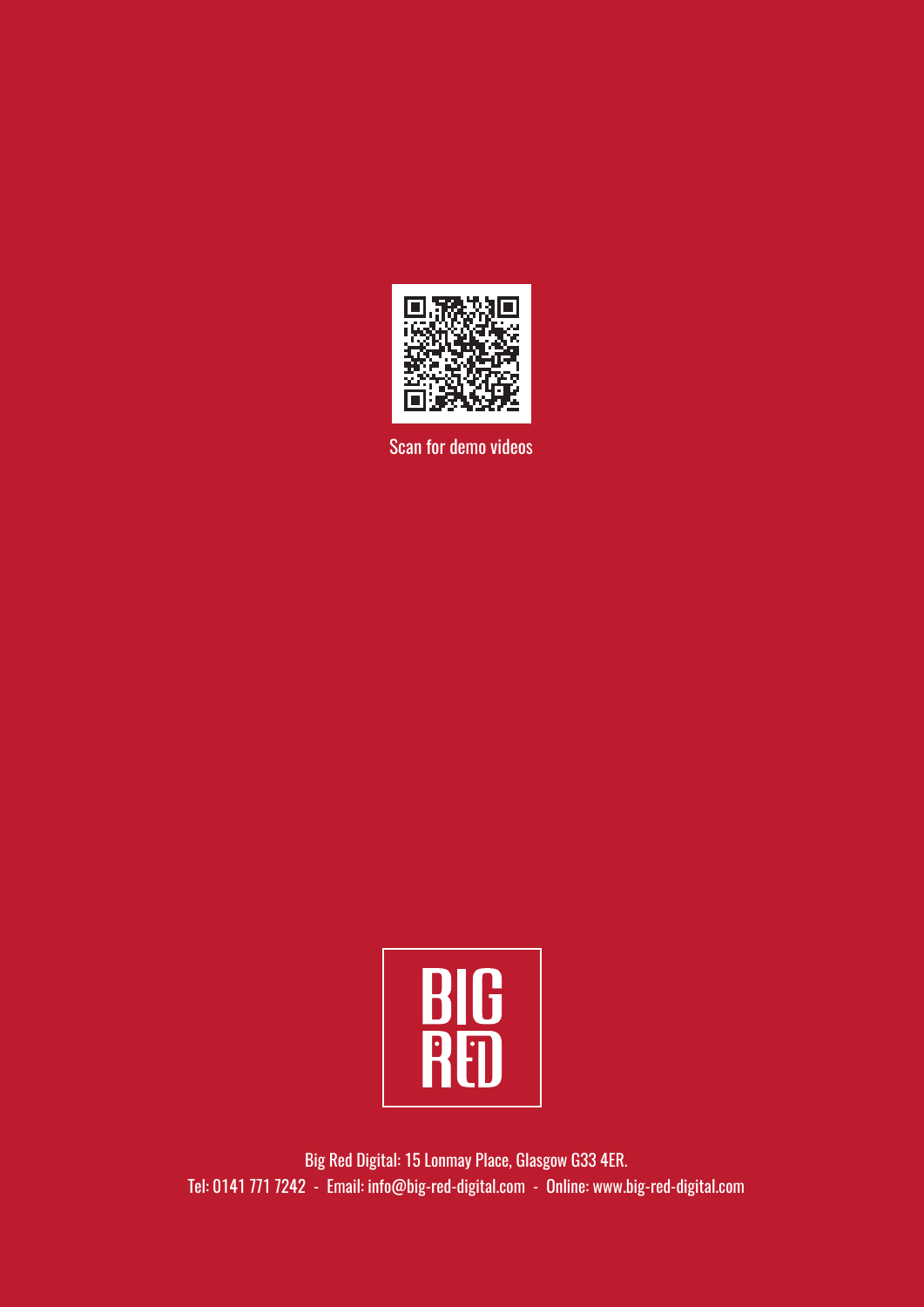Scan for demo videos

BIG RED

Big Red Digital: 15 Lonmay Place, Glasgow G33 4ER.

Tel: 0141 771 7242 - Email: info@big-red-digital.com - Online: www.big-red-digital.com